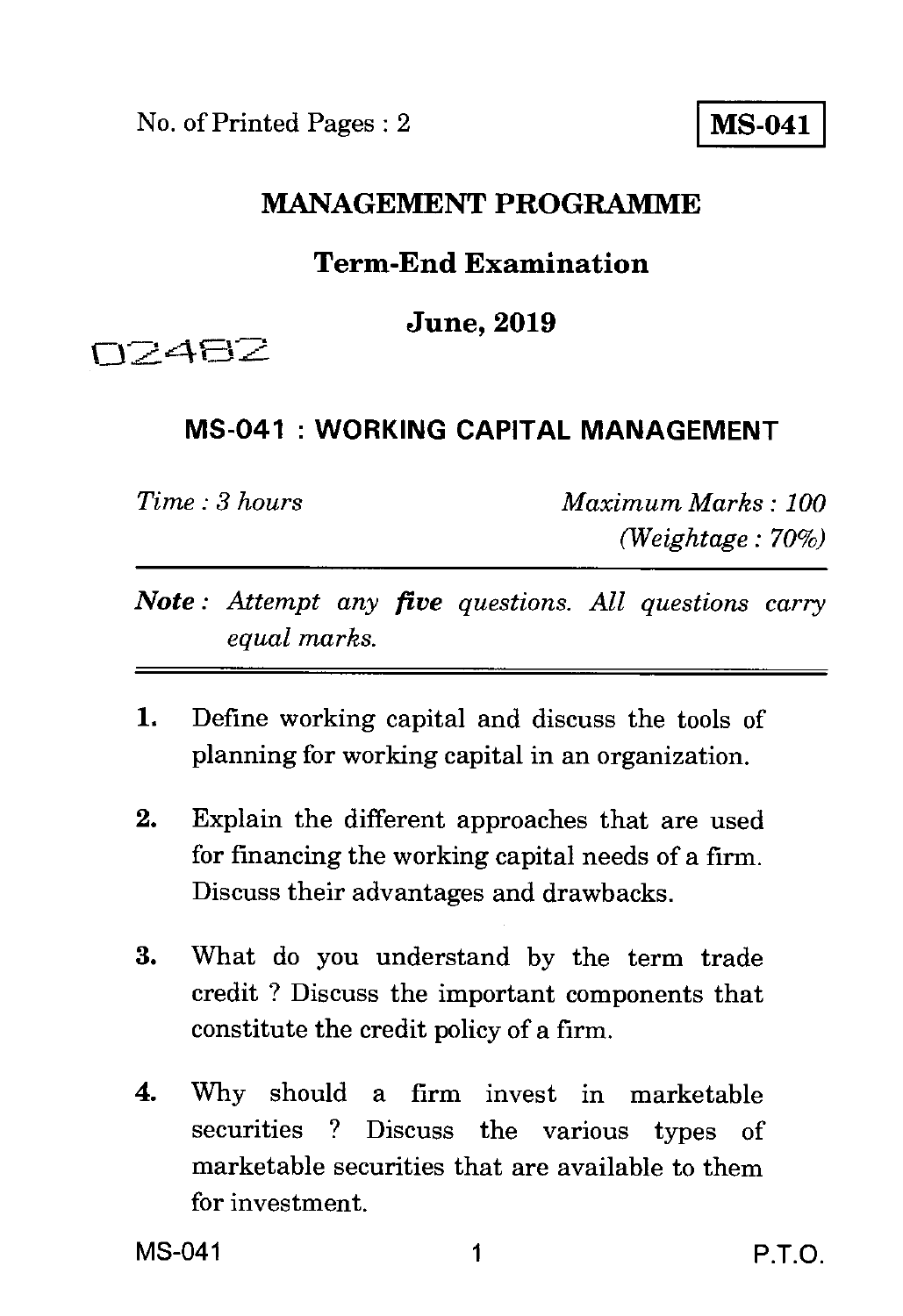No. of Printed Pages : 2

**MS-041**

# MANAGEMENT PROGRAMME

## Term-End Examination

## June, 2019

02482

## MS-041 : WORKING CAPITAL MANAGEMENT

*Time : 3 hours* | *Maximum Marks : 100*
*(Weightage : 70%)*

***Note :*** *Attempt any **five** questions. All questions carry equal marks.*

1. Define working capital and discuss the tools of planning for working capital in an organization.

2. Explain the different approaches that are used for financing the working capital needs of a firm. Discuss their advantages and drawbacks.

3. What do you understand by the term trade credit ? Discuss the important components that constitute the credit policy of a firm.

4. Why should a firm invest in marketable securities ? Discuss the various types of marketable securities that are available to them for investment.

P.T.O.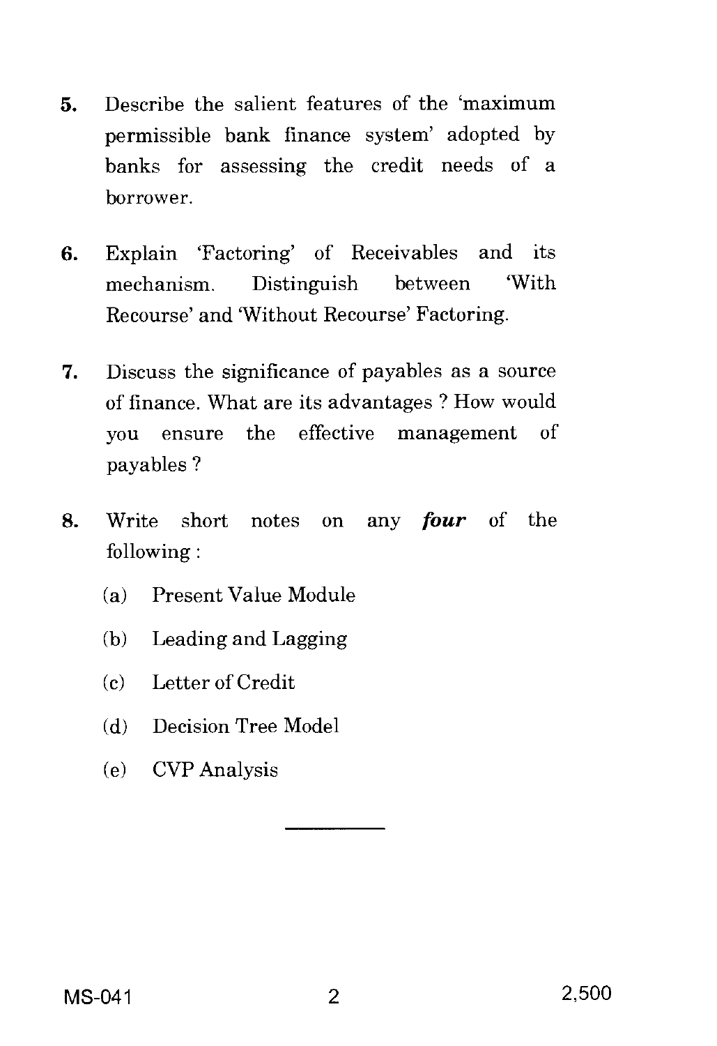5. Describe the salient features of the 'maximum permissible bank finance system' adopted by banks for assessing the credit needs of a borrower.

6. Explain 'Factoring' of Receivables and its mechanism. Distinguish between 'With Recourse' and 'Without Recourse' Factoring.

7. Discuss the significance of payables as a source of finance. What are its advantages ? How would you ensure the effective management of payables ?

8. Write short notes on any ***four*** of the following :

   (a) Present Value Module

   (b) Leading and Lagging

   (c) Letter of Credit

   (d) Decision Tree Model

   (e) CVP Analysis

---